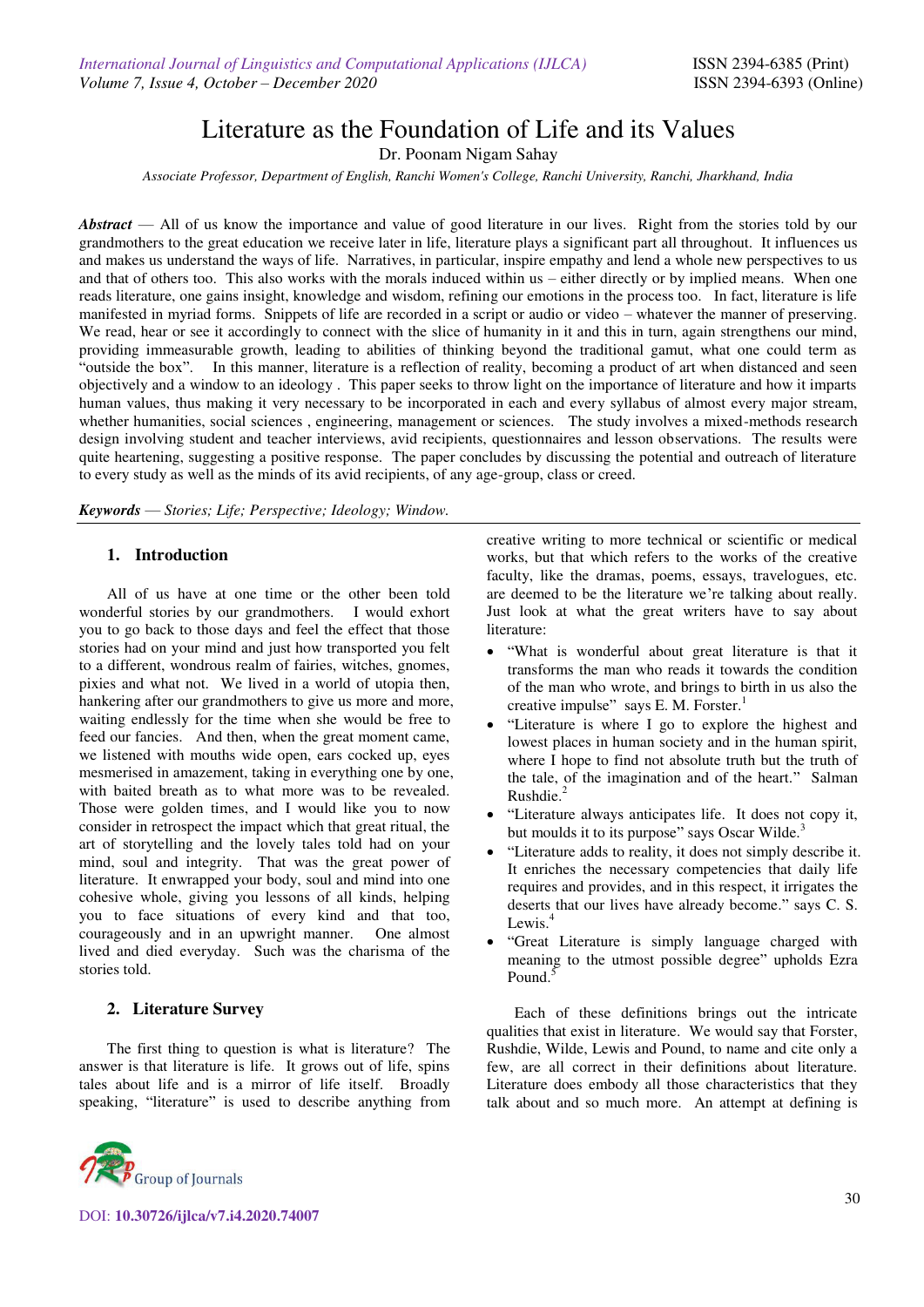# Literature as the Foundation of Life and its Values

Dr. Poonam Nigam Sahay

*Associate Professor, Department of English, Ranchi Women's College, Ranchi University, Ranchi, Jharkhand, India*

***Abstract*** — All of us know the importance and value of good literature in our lives. Right from the stories told by our grandmothers to the great education we receive later in life, literature plays a significant part all throughout. It influences us and makes us understand the ways of life. Narratives, in particular, inspire empathy and lend a whole new perspectives to us and that of others too. This also works with the morals induced within us – either directly or by implied means. When one reads literature, one gains insight, knowledge and wisdom, refining our emotions in the process too. In fact, literature is life manifested in myriad forms. Snippets of life are recorded in a script or audio or video – whatever the manner of preserving. We read, hear or see it accordingly to connect with the slice of humanity in it and this in turn, again strengthens our mind, providing immeasurable growth, leading to abilities of thinking beyond the traditional gamut, what one could term as "outside the box". In this manner, literature is a reflection of reality, becoming a product of art when distanced and seen objectively and a window to an ideology . This paper seeks to throw light on the importance of literature and how it imparts human values, thus making it very necessary to be incorporated in each and every syllabus of almost every major stream, whether humanities, social sciences , engineering, management or sciences. The study involves a mixed-methods research design involving student and teacher interviews, avid recipients, questionnaires and lesson observations. The results were quite heartening, suggesting a positive response. The paper concludes by discussing the potential and outreach of literature to every study as well as the minds of its avid recipients, of any age-group, class or creed.

***Keywords*** — *Stories; Life; Perspective; Ideology; Window.*

## 1. Introduction

All of us have at one time or the other been told wonderful stories by our grandmothers. I would exhort you to go back to those days and feel the effect that those stories had on your mind and just how transported you felt to a different, wondrous realm of fairies, witches, gnomes, pixies and what not. We lived in a world of utopia then, hankering after our grandmothers to give us more and more, waiting endlessly for the time when she would be free to feed our fancies. And then, when the great moment came, we listened with mouths wide open, ears cocked up, eyes mesmerised in amazement, taking in everything one by one, with baited breath as to what more was to be revealed. Those were golden times, and I would like you to now consider in retrospect the impact which that great ritual, the art of storytelling and the lovely tales told had on your mind, soul and integrity. That was the great power of literature. It enwrapped your body, soul and mind into one cohesive whole, giving you lessons of all kinds, helping you to face situations of every kind and that too, courageously and in an upwright manner. One almost lived and died everyday. Such was the charisma of the stories told.

## 2. Literature Survey

The first thing to question is what is literature? The answer is that literature is life. It grows out of life, spins tales about life and is a mirror of life itself. Broadly speaking, "literature" is used to describe anything from creative writing to more technical or scientific or medical works, but that which refers to the works of the creative faculty, like the dramas, poems, essays, travelogues, etc. are deemed to be the literature we're talking about really. Just look at what the great writers have to say about literature:

- "What is wonderful about great literature is that it transforms the man who reads it towards the condition of the man who wrote, and brings to birth in us also the creative impulse" says E. M. Forster.[1]
- "Literature is where I go to explore the highest and lowest places in human society and in the human spirit, where I hope to find not absolute truth but the truth of the tale, of the imagination and of the heart." Salman Rushdie.[2]
- "Literature always anticipates life. It does not copy it, but moulds it to its purpose" says Oscar Wilde.[3]
- "Literature adds to reality, it does not simply describe it. It enriches the necessary competencies that daily life requires and provides, and in this respect, it irrigates the deserts that our lives have already become." says C. S. Lewis.[4]
- "Great Literature is simply language charged with meaning to the utmost possible degree" upholds Ezra Pound.[5]

Each of these definitions brings out the intricate qualities that exist in literature. We would say that Forster, Rushdie, Wilde, Lewis and Pound, to name and cite only a few, are all correct in their definitions about literature. Literature does embody all those characteristics that they talk about and so much more. An attempt at defining is

DOI: 10.30726/ijlca/v7.i4.2020.74007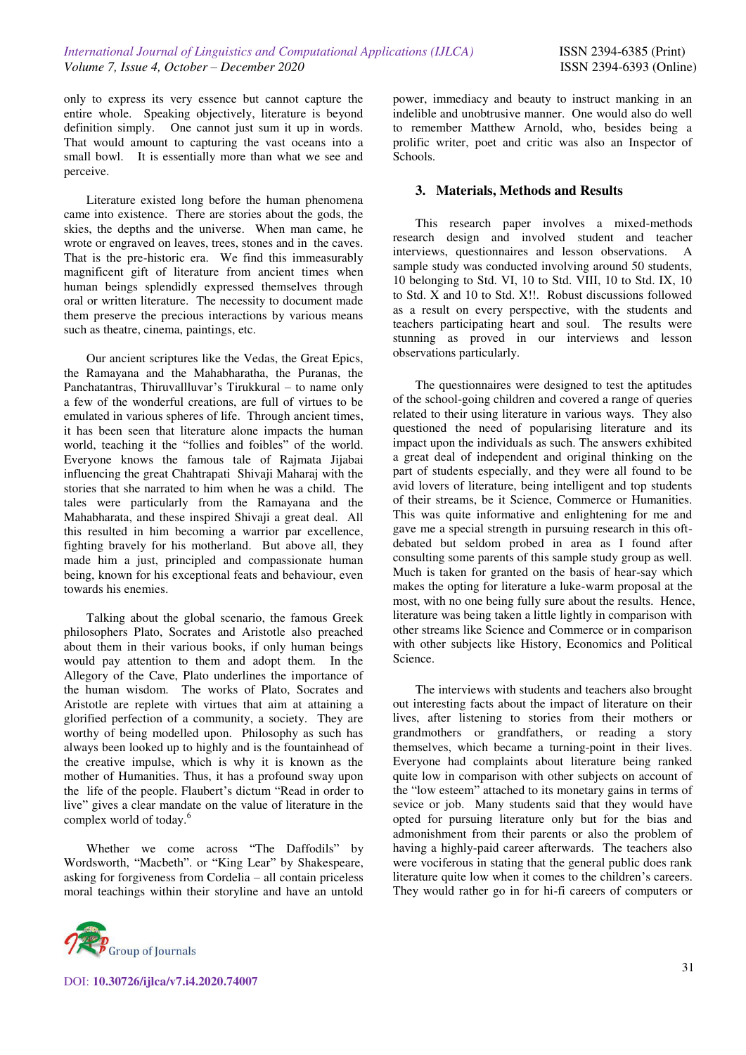only to express its very essence but cannot capture the entire whole. Speaking objectively, literature is beyond definition simply. One cannot just sum it up in words. That would amount to capturing the vast oceans into a small bowl. It is essentially more than what we see and perceive.

Literature existed long before the human phenomena came into existence. There are stories about the gods, the skies, the depths and the universe. When man came, he wrote or engraved on leaves, trees, stones and in the caves. That is the pre-historic era. We find this immeasurably magnificent gift of literature from ancient times when human beings splendidly expressed themselves through oral or written literature. The necessity to document made them preserve the precious interactions by various means such as theatre, cinema, paintings, etc.

Our ancient scriptures like the Vedas, the Great Epics, the Ramayana and the Mahabharatha, the Puranas, the Panchatantras, Thiruvallluvar's Tirukkural – to name only a few of the wonderful creations, are full of virtues to be emulated in various spheres of life. Through ancient times, it has been seen that literature alone impacts the human world, teaching it the "follies and foibles" of the world. Everyone knows the famous tale of Rajmata Jijabai influencing the great Chahtrapati Shivaji Maharaj with the stories that she narrated to him when he was a child. The tales were particularly from the Ramayana and the Mahabharata, and these inspired Shivaji a great deal. All this resulted in him becoming a warrior par excellence, fighting bravely for his motherland. But above all, they made him a just, principled and compassionate human being, known for his exceptional feats and behaviour, even towards his enemies.

Talking about the global scenario, the famous Greek philosophers Plato, Socrates and Aristotle also preached about them in their various books, if only human beings would pay attention to them and adopt them. In the Allegory of the Cave, Plato underlines the importance of the human wisdom. The works of Plato, Socrates and Aristotle are replete with virtues that aim at attaining a glorified perfection of a community, a society. They are worthy of being modelled upon. Philosophy as such has always been looked up to highly and is the fountainhead of the creative impulse, which is why it is known as the mother of Humanities. Thus, it has a profound sway upon the life of the people. Flaubert's dictum "Read in order to live" gives a clear mandate on the value of literature in the complex world of today.[6]

Whether we come across "The Daffodils" by Wordsworth, "Macbeth". or "King Lear" by Shakespeare, asking for forgiveness from Cordelia – all contain priceless moral teachings within their storyline and have an untold power, immediacy and beauty to instruct manking in an indelible and unobtrusive manner. One would also do well to remember Matthew Arnold, who, besides being a prolific writer, poet and critic was also an Inspector of Schools.

## 3. Materials, Methods and Results

This research paper involves a mixed-methods research design and involved student and teacher interviews, questionnaires and lesson observations. A sample study was conducted involving around 50 students, 10 belonging to Std. VI, 10 to Std. VIII, 10 to Std. IX, 10 to Std. X and 10 to Std. X!!. Robust discussions followed as a result on every perspective, with the students and teachers participating heart and soul. The results were stunning as proved in our interviews and lesson observations particularly.

The questionnaires were designed to test the aptitudes of the school-going children and covered a range of queries related to their using literature in various ways. They also questioned the need of popularising literature and its impact upon the individuals as such. The answers exhibited a great deal of independent and original thinking on the part of students especially, and they were all found to be avid lovers of literature, being intelligent and top students of their streams, be it Science, Commerce or Humanities. This was quite informative and enlightening for me and gave me a special strength in pursuing research in this oft-debated but seldom probed in area as I found after consulting some parents of this sample study group as well. Much is taken for granted on the basis of hear-say which makes the opting for literature a luke-warm proposal at the most, with no one being fully sure about the results. Hence, literature was being taken a little lightly in comparison with other streams like Science and Commerce or in comparison with other subjects like History, Economics and Political Science.

The interviews with students and teachers also brought out interesting facts about the impact of literature on their lives, after listening to stories from their mothers or grandmothers or grandfathers, or reading a story themselves, which became a turning-point in their lives. Everyone had complaints about literature being ranked quite low in comparison with other subjects on account of the "low esteem" attached to its monetary gains in terms of sevice or job. Many students said that they would have opted for pursuing literature only but for the bias and admonishment from their parents or also the problem of having a highly-paid career afterwards. The teachers also were vociferous in stating that the general public does rank literature quite low when it comes to the children's careers. They would rather go in for hi-fi careers of computers or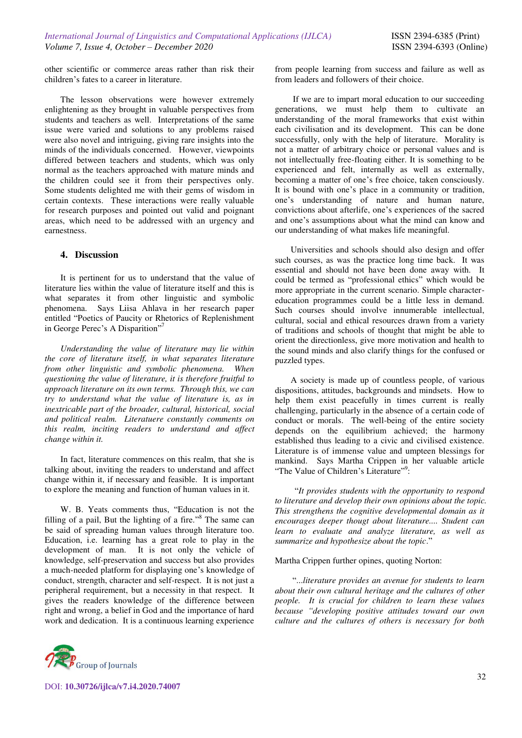other scientific or commerce areas rather than risk their children's fates to a career in literature.

The lesson observations were however extremely enlightening as they brought in valuable perspectives from students and teachers as well. Interpretations of the same issue were varied and solutions to any problems raised were also novel and intriguing, giving rare insights into the minds of the individuals concerned. However, viewpoints differed between teachers and students, which was only normal as the teachers approached with mature minds and the children could see it from their perspectives only. Some students delighted me with their gems of wisdom in certain contexts. These interactions were really valuable for research purposes and pointed out valid and poignant areas, which need to be addressed with an urgency and earnestness.

## 4. Discussion

It is pertinent for us to understand that the value of literature lies within the value of literature itself and this is what separates it from other linguistic and symbolic phenomena. Says Liisa Ahlava in her research paper entitled "Poetics of Paucity or Rhetorics of Replenishment in George Perec's A Disparition"[7]

*Understanding the value of literature may lie within the core of literature itself, in what separates literature from other linguistic and symbolic phenomena. When questioning the value of literature, it is therefore fruitful to approach literature on its own terms. Through this, we can try to understand what the value of literature is, as in inextricable part of the broader, cultural, historical, social and political realm. Literatuere constantly comments on this realm, inciting readers to understand and affect change within it.*

In fact, literature commences on this realm, that she is talking about, inviting the readers to understand and affect change within it, if necessary and feasible. It is important to explore the meaning and function of human values in it.

W. B. Yeats comments thus, "Education is not the filling of a pail, But the lighting of a fire."[8] The same can be said of spreading human values through literature too. Education, i.e. learning has a great role to play in the development of man. It is not only the vehicle of knowledge, self-preservation and success but also provides a much-needed platform for displaying one's knowledge of conduct, strength, character and self-respect. It is not just a peripheral requirement, but a necessity in that respect. It gives the readers knowledge of the difference between right and wrong, a belief in God and the importance of hard work and dedication. It is a continuous learning experience from people learning from success and failure as well as from leaders and followers of their choice.

If we are to impart moral education to our succeeding generations, we must help them to cultivate an understanding of the moral frameworks that exist within each civilisation and its development. This can be done successfully, only with the help of literature. Morality is not a matter of arbitrary choice or personal values and is not intellectually free-floating either. It is something to be experienced and felt, internally as well as externally, becoming a matter of one's free choice, taken consciously. It is bound with one's place in a community or tradition, one's understanding of nature and human nature, convictions about afterlife, one's experiences of the sacred and one's assumptions about what the mind can know and our understanding of what makes life meaningful.

Universities and schools should also design and offer such courses, as was the practice long time back. It was essential and should not have been done away with. It could be termed as "professional ethics" which would be more appropriate in the current scenario. Simple character-education programmes could be a little less in demand. Such courses should involve innumerable intellectual, cultural, social and ethical resources drawn from a variety of traditions and schools of thought that might be able to orient the directionless, give more motivation and health to the sound minds and also clarify things for the confused or puzzled types.

A society is made up of countless people, of various dispositions, attitudes, backgrounds and mindsets. How to help them exist peacefully in times current is really challenging, particularly in the absence of a certain code of conduct or morals. The well-being of the entire society depends on the equilibrium achieved; the harmony established thus leading to a civic and civilised existence. Literature is of immense value and umpteen blessings for mankind. Says Martha Crippen in her valuable article "The Value of Children's Literature"[9]:

"*It provides students with the opportunity to respond to literature and develop their own opinions about the topic. This strengthens the cognitive developmental domain as it encourages deeper thougt about literature.... Student can learn to evaluate and analyze literature, as well as summarize and hypothesize about the topic*."

Martha Crippen further opines, quoting Norton:

"*...literature provides an avenue for students to learn about their own cultural heritage and the cultures of other people. It is crucial for children to learn these values because "developing positive attitudes toward our own culture and the cultures of others is necessary for both*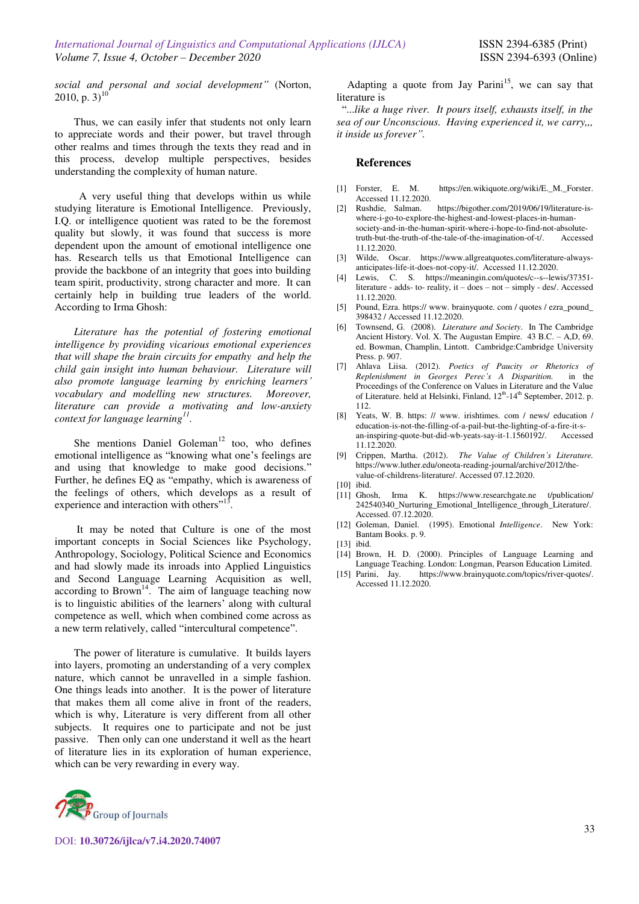*social and personal and social development"* (Norton, 2010, p. 3)[10]

Thus, we can easily infer that students not only learn to appreciate words and their power, but travel through other realms and times through the texts they read and in this process, develop multiple perspectives, besides understanding the complexity of human nature.

A very useful thing that develops within us while studying literature is Emotional Intelligence. Previously, I.Q. or intelligence quotient was rated to be the foremost quality but slowly, it was found that success is more dependent upon the amount of emotional intelligence one has. Research tells us that Emotional Intelligence can provide the backbone of an integrity that goes into building team spirit, productivity, strong character and more. It can certainly help in building true leaders of the world. According to Irma Ghosh:

*Literature has the potential of fostering emotional intelligence by providing vicarious emotional experiences that will shape the brain circuits for empathy and help the child gain insight into human behaviour. Literature will also promote language learning by enriching learners' vocabulary and modelling new structures. Moreover, literature can provide a motivating and low-anxiety context for language learning*[11].

She mentions Daniel Goleman[12] too, who defines emotional intelligence as "knowing what one's feelings are and using that knowledge to make good decisions." Further, he defines EQ as "empathy, which is awareness of the feelings of others, which develops as a result of experience and interaction with others"[13].

It may be noted that Culture is one of the most important concepts in Social Sciences like Psychology, Anthropology, Sociology, Political Science and Economics and had slowly made its inroads into Applied Linguistics and Second Language Acquisition as well, according to Brown[14]. The aim of language teaching now is to linguistic abilities of the learners' along with cultural competence as well, which when combined come across as a new term relatively, called "intercultural competence".

The power of literature is cumulative. It builds layers into layers, promoting an understanding of a very complex nature, which cannot be unravelled in a simple fashion. One things leads into another. It is the power of literature that makes them all come alive in front of the readers, which is why, Literature is very different from all other subjects. It requires one to participate and not be just passive. Then only can one understand it well as the heart of literature lies in its exploration of human experience, which can be very rewarding in every way.

Adapting a quote from Jay Parini[15], we can say that literature is

"*...like a huge river. It pours itself, exhausts itself, in the sea of our Unconscious. Having experienced it, we carry,,, it inside us forever".*

## References

[1] Forster, E. M. https://en.wikiquote.org/wiki/E._M._Forster. Accessed 11.12.2020.

[2] Rushdie, Salman. https://bigother.com/2019/06/19/literature-is-where-i-go-to-explore-the-highest-and-lowest-places-in-human-society-and-in-the-human-spirit-where-i-hope-to-find-not-absolute-truth-but-the-truth-of-the-tale-of-the-imagination-of-t/. Accessed 11.12.2020.

[3] Wilde, Oscar. https://www.allgreatquotes.com/literature-always-anticipates-life-it-does-not-copy-it/. Accessed 11.12.2020.

[4] Lewis, C. S. https://meaningin.com/quotes/c--s--lewis/37351-literature - adds- to- reality, it – does – not – simply - des/. Accessed 11.12.2020.

[5] Pound, Ezra. https:// www. brainyquote. com / quotes / ezra_pound_ 398432 / Accessed 11.12.2020.

[6] Townsend, G. (2008). *Literature and Society*. In The Cambridge Ancient History. Vol. X. The Augustan Empire. 43 B.C. – A,D, 69. ed. Bowman, Champlin, Lintott. Cambridge:Cambridge University Press. p. 907.

[7] Ahlava Liisa. (2012). *Poetics of Paucity or Rhetorics of Replenishment in Georges Perec's A Disparition.* in the Proceedings of the Conference on Values in Literature and the Value of Literature. held at Helsinki, Finland, 12th-14th September, 2012. p. 112.

[8] Yeats, W. B. https: // www. irishtimes. com / news/ education / education-is-not-the-filling-of-a-pail-but-the-lighting-of-a-fire-it-s-an-inspiring-quote-but-did-wb-yeats-say-it-1.1560192/. Accessed 11.12.2020.

[9] Crippen, Martha. (2012). *The Value of Children's Literature.* https://www.luther.edu/oneota-reading-journal/archive/2012/the-value-of-childrens-literature/. Accessed 07.12.2020.

[10] ibid.

[11] Ghosh, Irma K. https://www.researchgate.net/publication/ 242540340_Nurturing_Emotional_Intelligence_through_Literature/. Accessed. 07.12.2020.

[12] Goleman, Daniel. (1995). Emotional *Intelligence*. New York: Bantam Books. p. 9.

[13] ibid.

[14] Brown, H. D. (2000). Principles of Language Learning and Language Teaching. London: Longman, Pearson Education Limited.

[15] Parini, Jay. https://www.brainyquote.com/topics/river-quotes/. Accessed 11.12.2020.